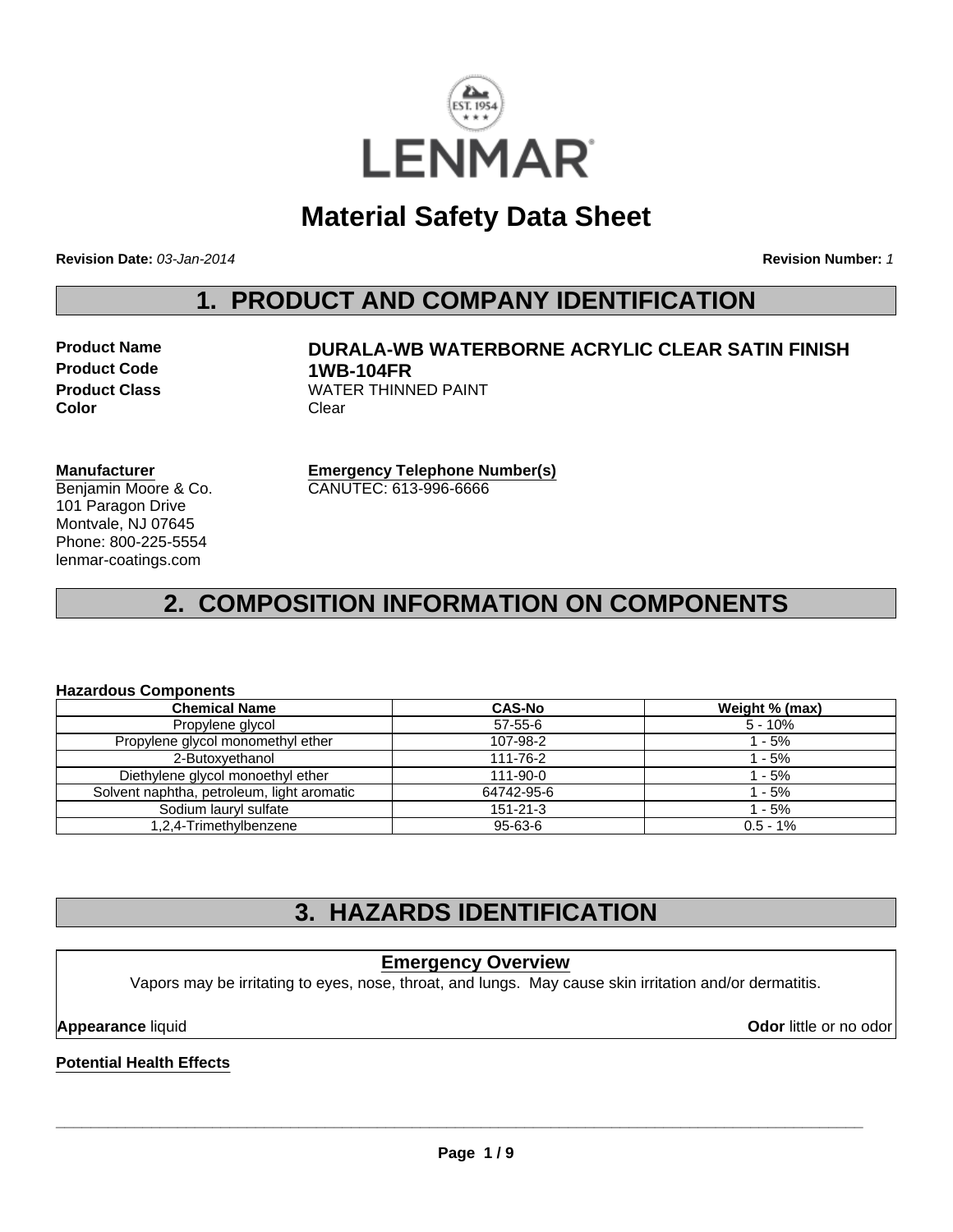# Material Safety Data Sheet

**Revision Date:** *03-Jan-2014* **Revision Number:** *1*

## 1. PRODUCT AND COMPANY IDENTIFICATION

**Product Name** **DURALA-WB WATERBORNE ACRYLIC CLEAR SATIN FINISH**
**Product Code** **1WB-104FR**
**Product Class** WATER THINNED PAINT
**Color** Clear

**Manufacturer**
Benjamin Moore & Co.
101 Paragon Drive
Montvale, NJ 07645
Phone: 800-225-5554
lenmar-coatings.com

**Emergency Telephone Number(s)**
CANUTEC: 613-996-6666

## 2. COMPOSITION INFORMATION ON COMPONENTS

**Hazardous Components**

| Chemical Name | CAS-No | Weight % (max) |
|---|---|---|
| Propylene glycol | 57-55-6 | 5 - 10% |
| Propylene glycol monomethyl ether | 107-98-2 | 1 - 5% |
| 2-Butoxyethanol | 111-76-2 | 1 - 5% |
| Diethylene glycol monoethyl ether | 111-90-0 | 1 - 5% |
| Solvent naphtha, petroleum, light aromatic | 64742-95-6 | 1 - 5% |
| Sodium lauryl sulfate | 151-21-3 | 1 - 5% |
| 1,2,4-Trimethylbenzene | 95-63-6 | 0.5 - 1% |

## 3. HAZARDS IDENTIFICATION

**Emergency Overview**

Vapors may be irritating to eyes, nose, throat, and lungs. May cause skin irritation and/or dermatitis.

**Appearance** liquid **Odor** little or no odor

**Potential Health Effects**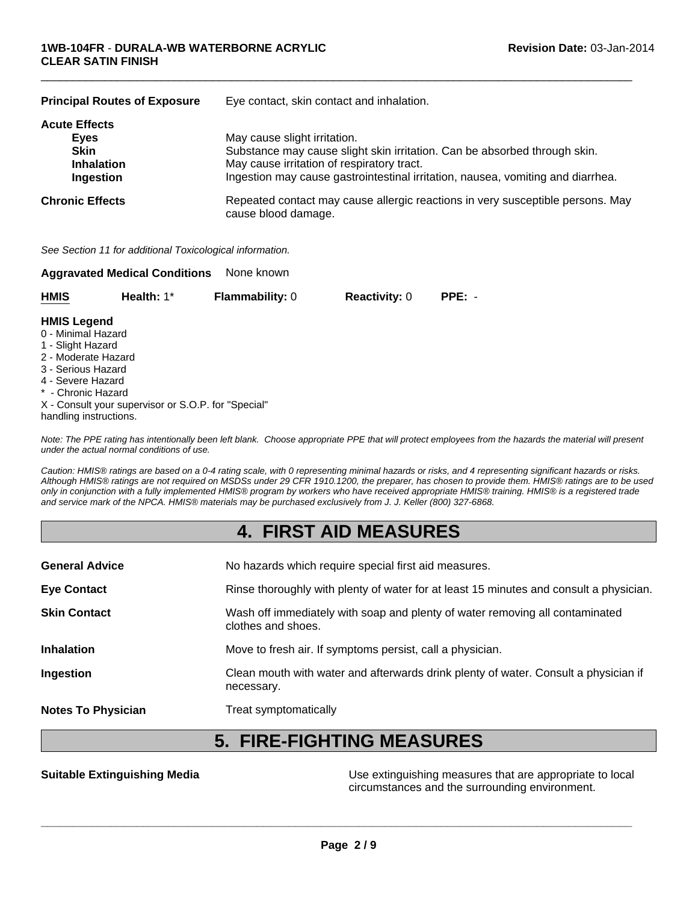**Principal Routes of Exposure** Eye contact, skin contact and inhalation.

**Acute Effects**

| | |
|---|---|
| **Eyes** | May cause slight irritation. |
| **Skin** | Substance may cause slight skin irritation. Can be absorbed through skin. |
| **Inhalation** | May cause irritation of respiratory tract. |
| **Ingestion** | Ingestion may cause gastrointestinal irritation, nausea, vomiting and diarrhea. |

**Chronic Effects** Repeated contact may cause allergic reactions in very susceptible persons. May cause blood damage.

*See Section 11 for additional Toxicological information.*

**Aggravated Medical Conditions** None known

| **HMIS** | **Health:** 1* | **Flammability:** 0 | **Reactivity:** 0 | **PPE:** - |
|---|---|---|---|---|

**HMIS Legend**
0 - Minimal Hazard
1 - Slight Hazard
2 - Moderate Hazard
3 - Serious Hazard
4 - Severe Hazard
* - Chronic Hazard
X - Consult your supervisor or S.O.P. for "Special" handling instructions.

*Note: The PPE rating has intentionally been left blank. Choose appropriate PPE that will protect employees from the hazards the material will present under the actual normal conditions of use.*

*Caution: HMIS® ratings are based on a 0-4 rating scale, with 0 representing minimal hazards or risks, and 4 representing significant hazards or risks. Although HMIS® ratings are not required on MSDSs under 29 CFR 1910.1200, the preparer, has chosen to provide them. HMIS® ratings are to be used only in conjunction with a fully implemented HMIS® program by workers who have received appropriate HMIS® training. HMIS® is a registered trade and service mark of the NPCA. HMIS® materials may be purchased exclusively from J. J. Keller (800) 327-6868.*

# 4. FIRST AID MEASURES

| | |
|---|---|
| **General Advice** | No hazards which require special first aid measures. |
| **Eye Contact** | Rinse thoroughly with plenty of water for at least 15 minutes and consult a physician. |
| **Skin Contact** | Wash off immediately with soap and plenty of water removing all contaminated clothes and shoes. |
| **Inhalation** | Move to fresh air. If symptoms persist, call a physician. |
| **Ingestion** | Clean mouth with water and afterwards drink plenty of water. Consult a physician if necessary. |
| **Notes To Physician** | Treat symptomatically |

# 5. FIRE-FIGHTING MEASURES

**Suitable Extinguishing Media** Use extinguishing measures that are appropriate to local circumstances and the surrounding environment.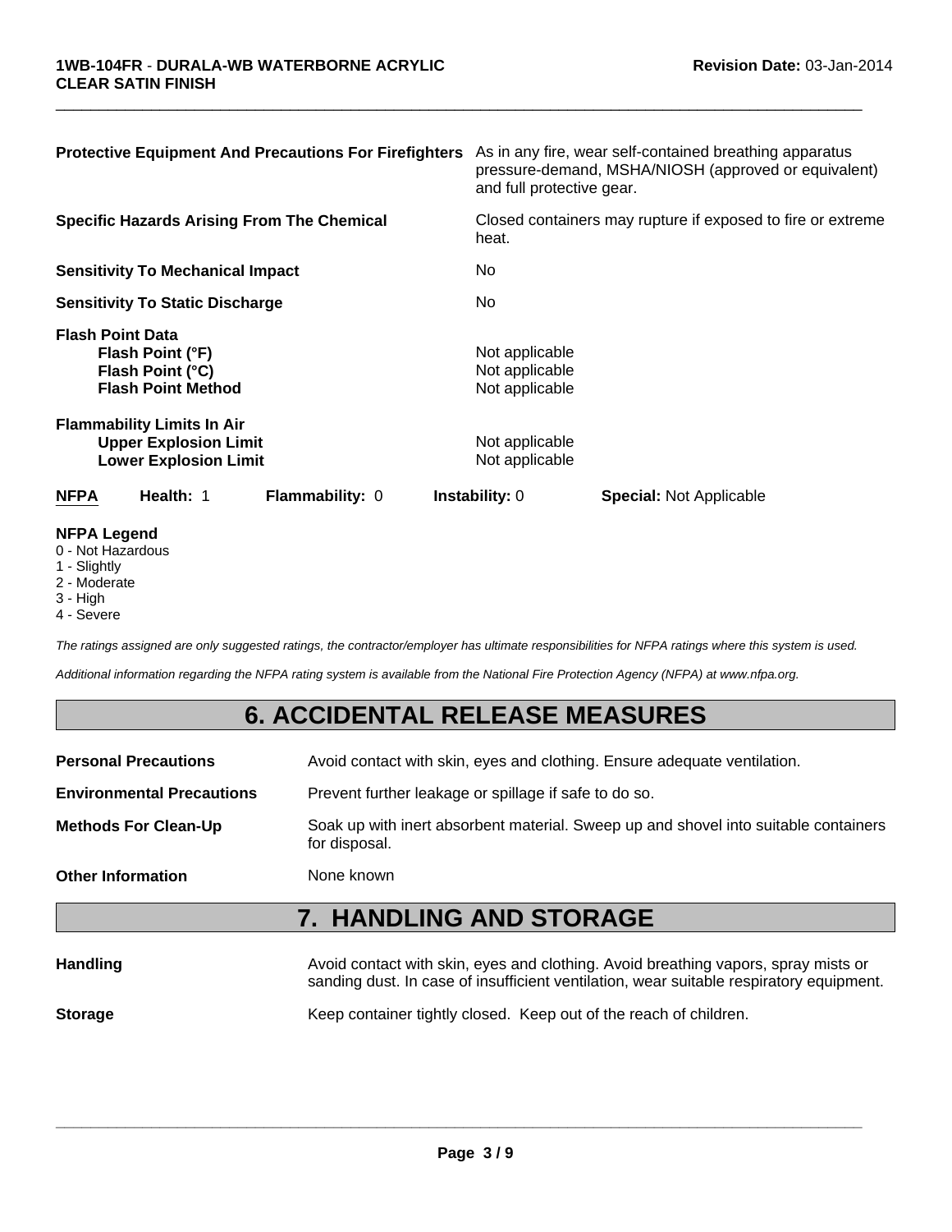| | |
|---|---|
| **Protective Equipment And Precautions For Firefighters** | As in any fire, wear self-contained breathing apparatus pressure-demand, MSHA/NIOSH (approved or equivalent) and full protective gear. |
| **Specific Hazards Arising From The Chemical** | Closed containers may rupture if exposed to fire or extreme heat. |
| **Sensitivity To Mechanical Impact** | No |
| **Sensitivity To Static Discharge** | No |

**Flash Point Data**

| | |
|---|---|
| **Flash Point (°F)** | Not applicable |
| **Flash Point (°C)** | Not applicable |
| **Flash Point Method** | Not applicable |

**Flammability Limits In Air**

| | |
|---|---|
| **Upper Explosion Limit** | Not applicable |
| **Lower Explosion Limit** | Not applicable |

| **NFPA** | **Health:** 1 | **Flammability:** 0 | **Instability:** 0 | **Special:** Not Applicable |
|---|---|---|---|---|

**NFPA Legend**
0 - Not Hazardous
1 - Slightly
2 - Moderate
3 - High
4 - Severe

*The ratings assigned are only suggested ratings, the contractor/employer has ultimate responsibilities for NFPA ratings where this system is used.*

*Additional information regarding the NFPA rating system is available from the National Fire Protection Agency (NFPA) at www.nfpa.org.*

# 6. ACCIDENTAL RELEASE MEASURES

| | |
|---|---|
| **Personal Precautions** | Avoid contact with skin, eyes and clothing. Ensure adequate ventilation. |
| **Environmental Precautions** | Prevent further leakage or spillage if safe to do so. |
| **Methods For Clean-Up** | Soak up with inert absorbent material. Sweep up and shovel into suitable containers for disposal. |
| **Other Information** | None known |

# 7. HANDLING AND STORAGE

| | |
|---|---|
| **Handling** | Avoid contact with skin, eyes and clothing. Avoid breathing vapors, spray mists or sanding dust. In case of insufficient ventilation, wear suitable respiratory equipment. |
| **Storage** | Keep container tightly closed. Keep out of the reach of children. |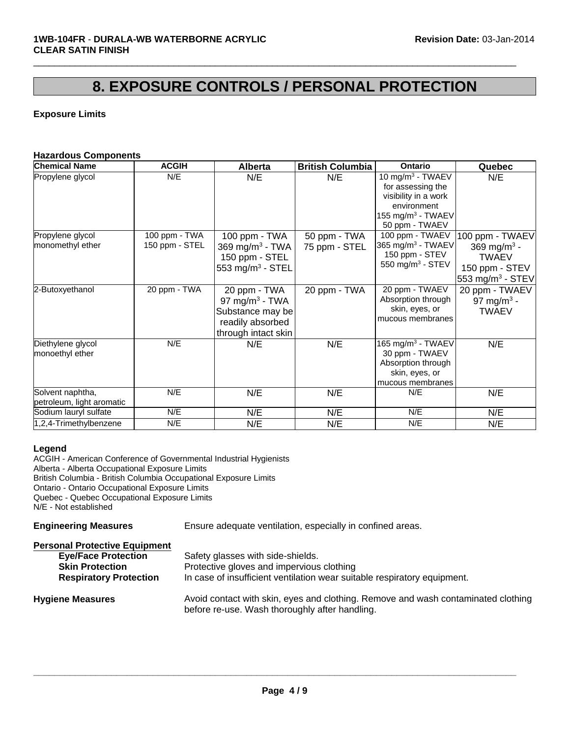# 8. EXPOSURE CONTROLS / PERSONAL PROTECTION

**Exposure Limits**

**Hazardous Components**

| Chemical Name | ACGIH | Alberta | British Columbia | Ontario | Quebec |
|---|---|---|---|---|---|
| Propylene glycol | N/E | N/E | N/E | 10 mg/m$^3$ - TWAEV for assessing the visibility in a work environment<br>155 mg/m$^3$ - TWAEV<br>50 ppm - TWAEV | N/E |
| Propylene glycol monomethyl ether | 100 ppm - TWA<br>150 ppm - STEL | 100 ppm - TWA<br>369 mg/m$^3$ - TWA<br>150 ppm - STEL<br>553 mg/m$^3$ - STEL | 50 ppm - TWA<br>75 ppm - STEL | 100 ppm - TWAEV<br>365 mg/m$^3$ - TWAEV<br>150 ppm - STEV<br>550 mg/m$^3$ - STEV | 100 ppm - TWAEV<br>369 mg/m$^3$ - TWAEV<br>150 ppm - STEV<br>553 mg/m$^3$ - STEV |
| 2-Butoxyethanol | 20 ppm - TWA | 20 ppm - TWA<br>97 mg/m$^3$ - TWA<br>Substance may be readily absorbed through intact skin | 20 ppm - TWA | 20 ppm - TWAEV<br>Absorption through skin, eyes, or mucous membranes | 20 ppm - TWAEV<br>97 mg/m$^3$ - TWAEV |
| Diethylene glycol monoethyl ether | N/E | N/E | N/E | 165 mg/m$^3$ - TWAEV<br>30 ppm - TWAEV<br>Absorption through skin, eyes, or mucous membranes | N/E |
| Solvent naphtha, petroleum, light aromatic | N/E | N/E | N/E | N/E | N/E |
| Sodium lauryl sulfate | N/E | N/E | N/E | N/E | N/E |
| 1,2,4-Trimethylbenzene | N/E | N/E | N/E | N/E | N/E |

**Legend**

ACGIH - American Conference of Governmental Industrial Hygienists
Alberta - Alberta Occupational Exposure Limits
British Columbia - British Columbia Occupational Exposure Limits
Ontario - Ontario Occupational Exposure Limits
Quebec - Quebec Occupational Exposure Limits
N/E - Not established

**Engineering Measures** Ensure adequate ventilation, especially in confined areas.

**Personal Protective Equipment**

- **Eye/Face Protection** Safety glasses with side-shields.
- **Skin Protection** Protective gloves and impervious clothing
- **Respiratory Protection** In case of insufficient ventilation wear suitable respiratory equipment.

**Hygiene Measures** Avoid contact with skin, eyes and clothing. Remove and wash contaminated clothing before re-use. Wash thoroughly after handling.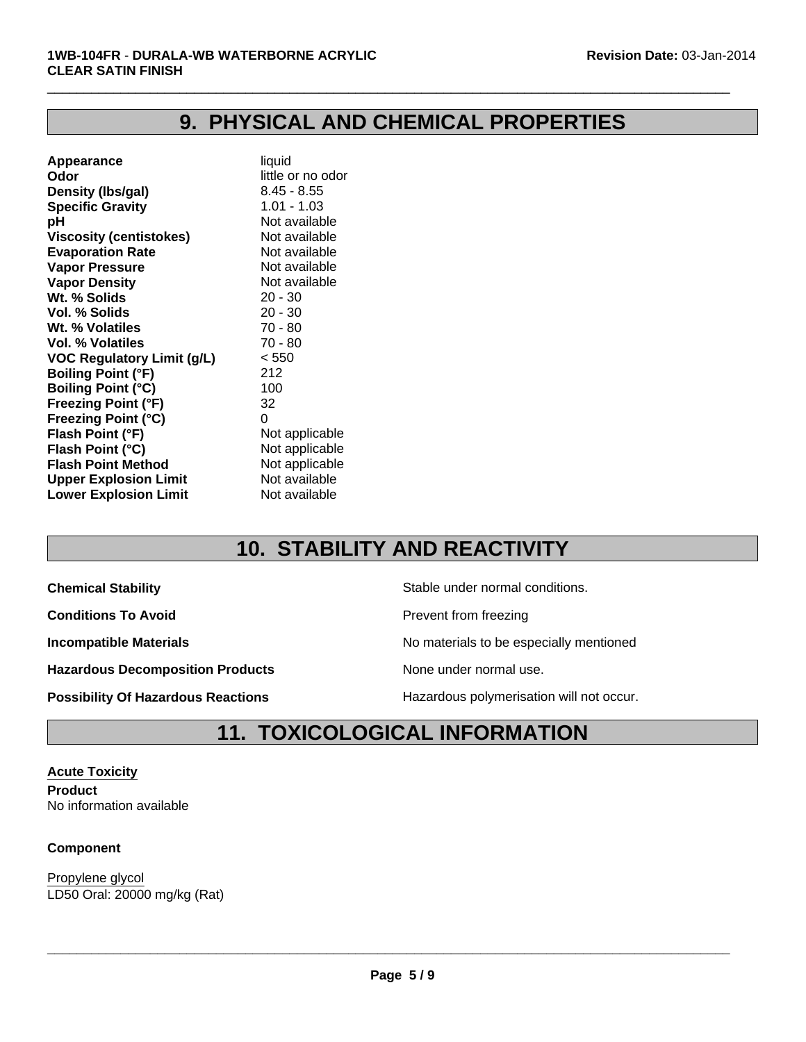## 9. PHYSICAL AND CHEMICAL PROPERTIES

| | |
|---|---|
| **Appearance** | liquid |
| **Odor** | little or no odor |
| **Density (lbs/gal)** | 8.45 - 8.55 |
| **Specific Gravity** | 1.01 - 1.03 |
| **pH** | Not available |
| **Viscosity (centistokes)** | Not available |
| **Evaporation Rate** | Not available |
| **Vapor Pressure** | Not available |
| **Vapor Density** | Not available |
| **Wt. % Solids** | 20 - 30 |
| **Vol. % Solids** | 20 - 30 |
| **Wt. % Volatiles** | 70 - 80 |
| **Vol. % Volatiles** | 70 - 80 |
| **VOC Regulatory Limit (g/L)** | < 550 |
| **Boiling Point (°F)** | 212 |
| **Boiling Point (°C)** | 100 |
| **Freezing Point (°F)** | 32 |
| **Freezing Point (°C)** | 0 |
| **Flash Point (°F)** | Not applicable |
| **Flash Point (°C)** | Not applicable |
| **Flash Point Method** | Not applicable |
| **Upper Explosion Limit** | Not available |
| **Lower Explosion Limit** | Not available |

## 10. STABILITY AND REACTIVITY

| | |
|---|---|
| **Chemical Stability** | Stable under normal conditions. |
| **Conditions To Avoid** | Prevent from freezing |
| **Incompatible Materials** | No materials to be especially mentioned |
| **Hazardous Decomposition Products** | None under normal use. |
| **Possibility Of Hazardous Reactions** | Hazardous polymerisation will not occur. |

## 11. TOXICOLOGICAL INFORMATION

### Acute Toxicity

**Product**
No information available

**Component**

Propylene glycol
LD50 Oral: 20000 mg/kg (Rat)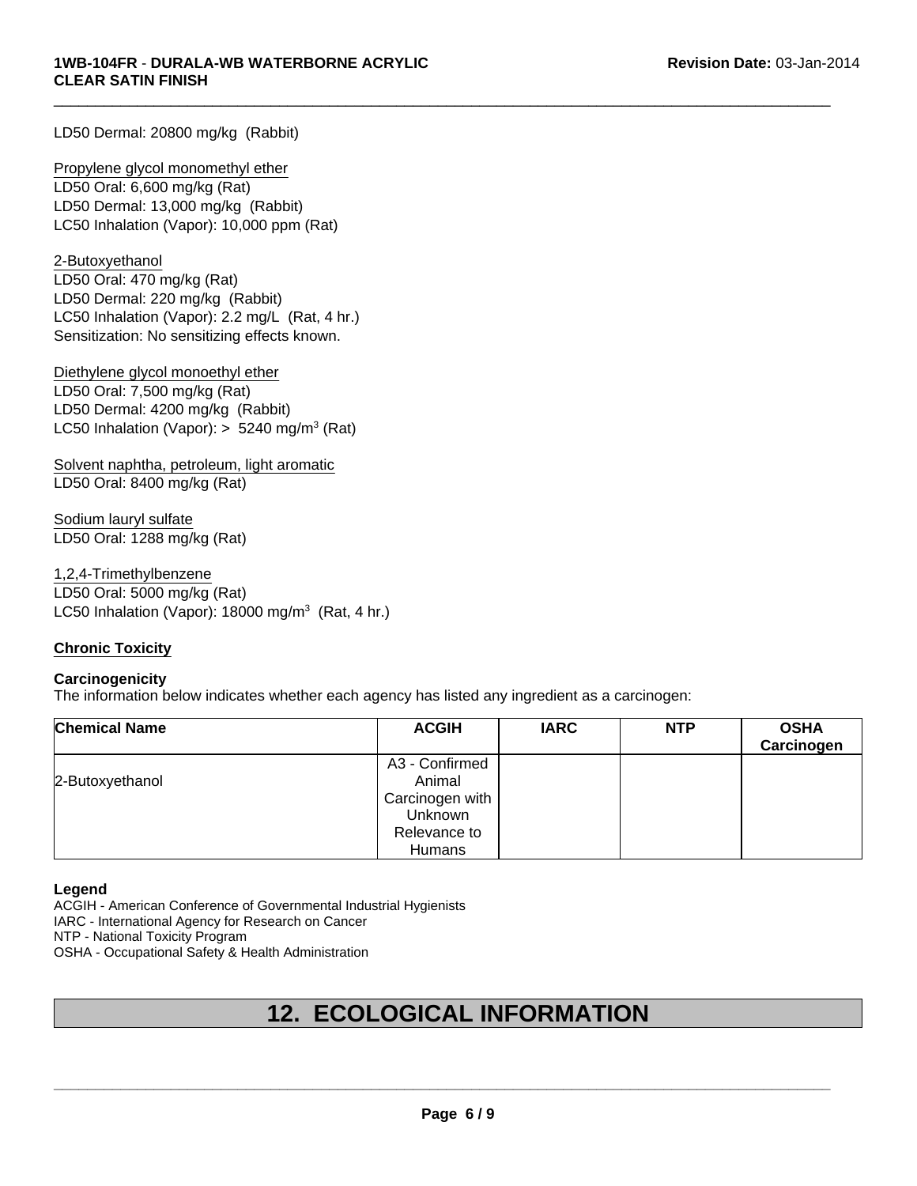LD50 Dermal: 20800 mg/kg (Rabbit)

Propylene glycol monomethyl ether
LD50 Oral: 6,600 mg/kg (Rat)
LD50 Dermal: 13,000 mg/kg (Rabbit)
LC50 Inhalation (Vapor): 10,000 ppm (Rat)

2-Butoxyethanol
LD50 Oral: 470 mg/kg (Rat)
LD50 Dermal: 220 mg/kg (Rabbit)
LC50 Inhalation (Vapor): 2.2 mg/L (Rat, 4 hr.)
Sensitization: No sensitizing effects known.

Diethylene glycol monoethyl ether
LD50 Oral: 7,500 mg/kg (Rat)
LD50 Dermal: 4200 mg/kg (Rabbit)
LC50 Inhalation (Vapor): > 5240 mg/m$^3$ (Rat)

Solvent naphtha, petroleum, light aromatic
LD50 Oral: 8400 mg/kg (Rat)

Sodium lauryl sulfate
LD50 Oral: 1288 mg/kg (Rat)

1,2,4-Trimethylbenzene
LD50 Oral: 5000 mg/kg (Rat)
LC50 Inhalation (Vapor): 18000 mg/m$^3$ (Rat, 4 hr.)

**Chronic Toxicity**

**Carcinogenicity**
The information below indicates whether each agency has listed any ingredient as a carcinogen:

| Chemical Name | ACGIH | IARC | NTP | OSHA Carcinogen |
|---|---|---|---|---|
| 2-Butoxyethanol | A3 - Confirmed Animal Carcinogen with Unknown Relevance to Humans | | | |

**Legend**
ACGIH - American Conference of Governmental Industrial Hygienists
IARC - International Agency for Research on Cancer
NTP - National Toxicity Program
OSHA - Occupational Safety & Health Administration

# 12. ECOLOGICAL INFORMATION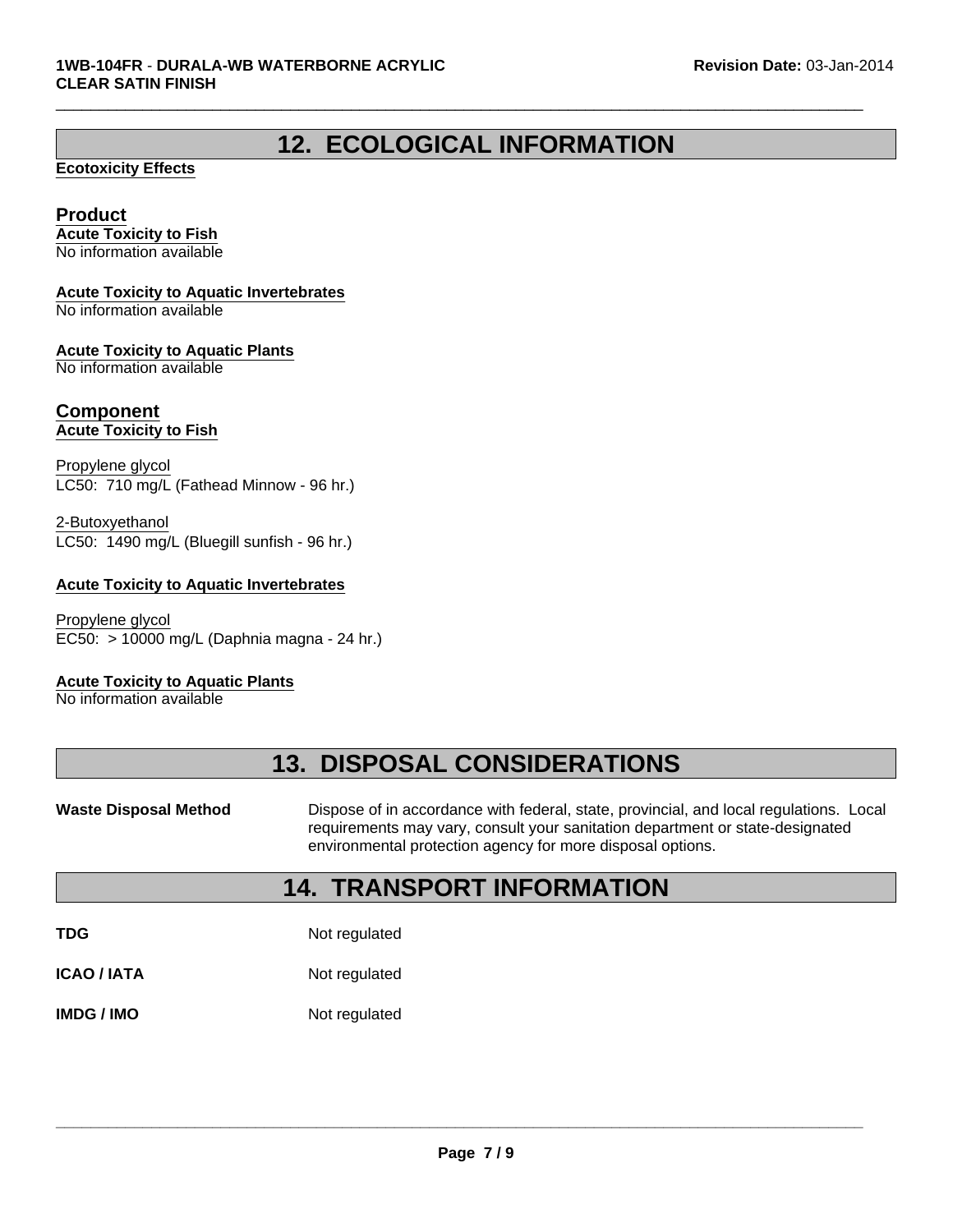## 12. ECOLOGICAL INFORMATION

**Ecotoxicity Effects**

### Product

**Acute Toxicity to Fish**
No information available

**Acute Toxicity to Aquatic Invertebrates**
No information available

**Acute Toxicity to Aquatic Plants**
No information available

### Component

**Acute Toxicity to Fish**

Propylene glycol
LC50: 710 mg/L (Fathead Minnow - 96 hr.)

2-Butoxyethanol
LC50: 1490 mg/L (Bluegill sunfish - 96 hr.)

**Acute Toxicity to Aquatic Invertebrates**

Propylene glycol
EC50: > 10000 mg/L (Daphnia magna - 24 hr.)

**Acute Toxicity to Aquatic Plants**
No information available

## 13. DISPOSAL CONSIDERATIONS

**Waste Disposal Method** Dispose of in accordance with federal, state, provincial, and local regulations. Local requirements may vary, consult your sanitation department or state-designated environmental protection agency for more disposal options.

## 14. TRANSPORT INFORMATION

**TDG** Not regulated

**ICAO / IATA** Not regulated

**IMDG / IMO** Not regulated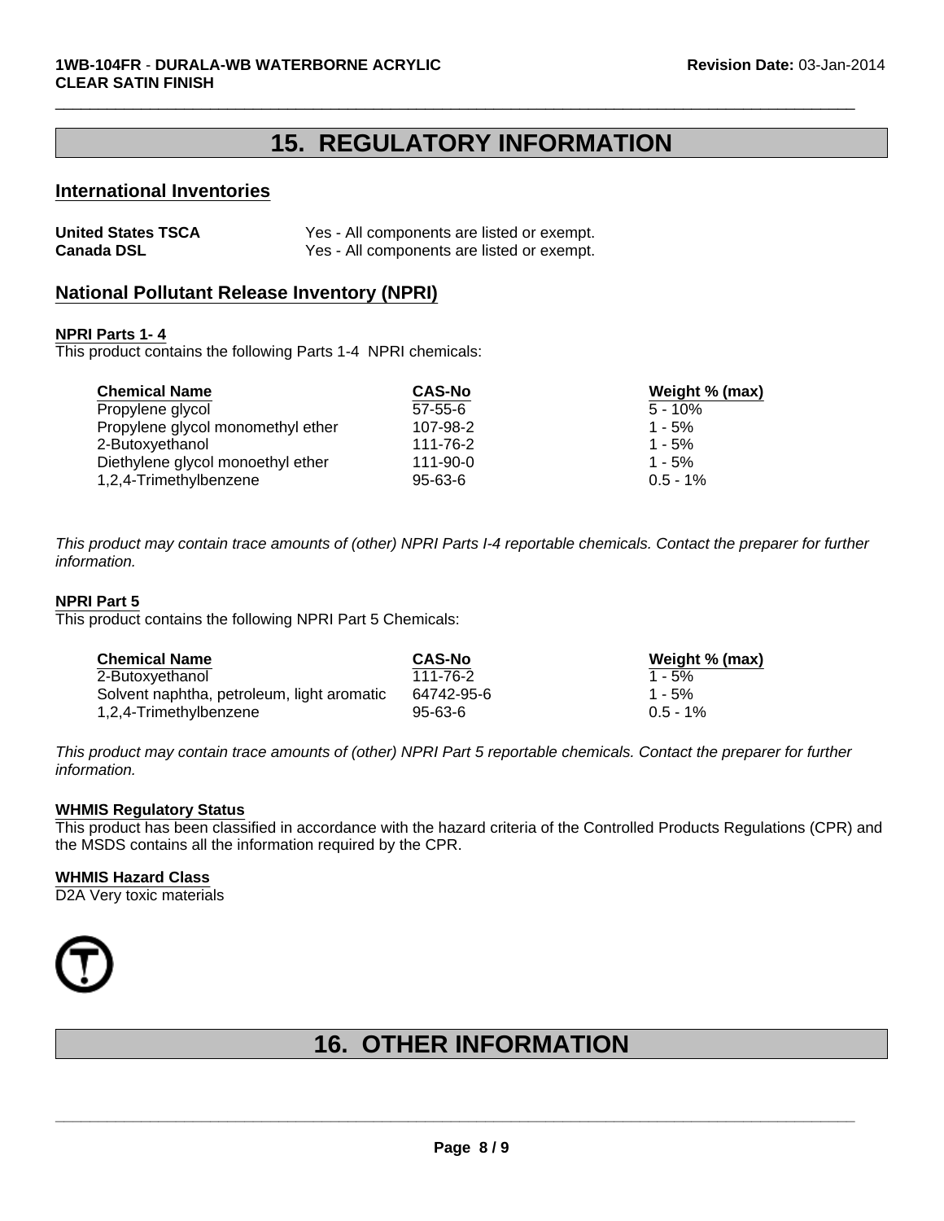# 15. REGULATORY INFORMATION

## International Inventories

| | |
|---|---|
| **United States TSCA** | Yes - All components are listed or exempt. |
| **Canada DSL** | Yes - All components are listed or exempt. |

## National Pollutant Release Inventory (NPRI)

**NPRI Parts 1- 4**

This product contains the following Parts 1-4 NPRI chemicals:

| Chemical Name | CAS-No | Weight % (max) |
|---|---|---|
| Propylene glycol | 57-55-6 | 5 - 10% |
| Propylene glycol monomethyl ether | 107-98-2 | 1 - 5% |
| 2-Butoxyethanol | 111-76-2 | 1 - 5% |
| Diethylene glycol monoethyl ether | 111-90-0 | 1 - 5% |
| 1,2,4-Trimethylbenzene | 95-63-6 | 0.5 - 1% |

*This product may contain trace amounts of (other) NPRI Parts I-4 reportable chemicals. Contact the preparer for further information.*

**NPRI Part 5**

This product contains the following NPRI Part 5 Chemicals:

| Chemical Name | CAS-No | Weight % (max) |
|---|---|---|
| 2-Butoxyethanol | 111-76-2 | 1 - 5% |
| Solvent naphtha, petroleum, light aromatic | 64742-95-6 | 1 - 5% |
| 1,2,4-Trimethylbenzene | 95-63-6 | 0.5 - 1% |

*This product may contain trace amounts of (other) NPRI Part 5 reportable chemicals. Contact the preparer for further information.*

**WHMIS Regulatory Status**

This product has been classified in accordance with the hazard criteria of the Controlled Products Regulations (CPR) and the MSDS contains all the information required by the CPR.

**WHMIS Hazard Class**

D2A Very toxic materials

# 16. OTHER INFORMATION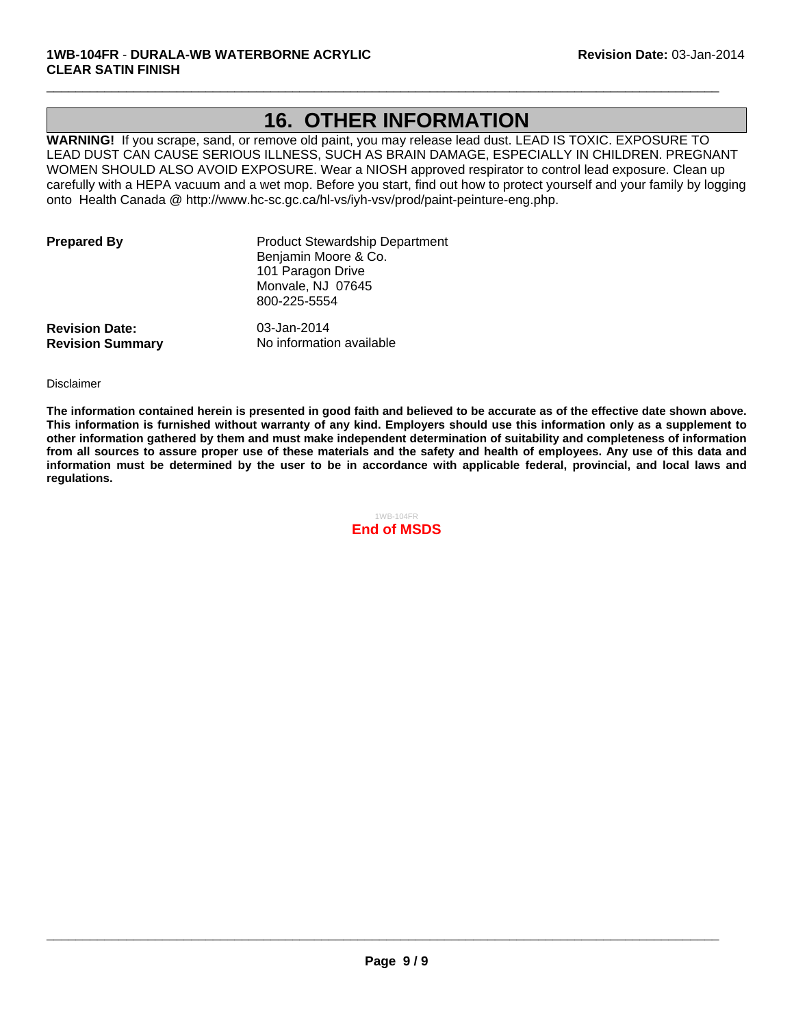## 16. OTHER INFORMATION

**WARNING!** If you scrape, sand, or remove old paint, you may release lead dust. LEAD IS TOXIC. EXPOSURE TO LEAD DUST CAN CAUSE SERIOUS ILLNESS, SUCH AS BRAIN DAMAGE, ESPECIALLY IN CHILDREN. PREGNANT WOMEN SHOULD ALSO AVOID EXPOSURE. Wear a NIOSH approved respirator to control lead exposure. Clean up carefully with a HEPA vacuum and a wet mop. Before you start, find out how to protect yourself and your family by logging onto Health Canada @ http://www.hc-sc.gc.ca/hl-vs/iyh-vsv/prod/paint-peinture-eng.php.

| | |
|---|---|
| **Prepared By** | Product Stewardship Department<br>Benjamin Moore & Co.<br>101 Paragon Drive<br>Monvale, NJ 07645<br>800-225-5554 |
| **Revision Date:** | 03-Jan-2014 |
| **Revision Summary** | No information available |

Disclaimer

**The information contained herein is presented in good faith and believed to be accurate as of the effective date shown above. This information is furnished without warranty of any kind. Employers should use this information only as a supplement to other information gathered by them and must make independent determination of suitability and completeness of information from all sources to assure proper use of these materials and the safety and health of employees. Any use of this data and information must be determined by the user to be in accordance with applicable federal, provincial, and local laws and regulations.**

1WB-104FR

**End of MSDS**